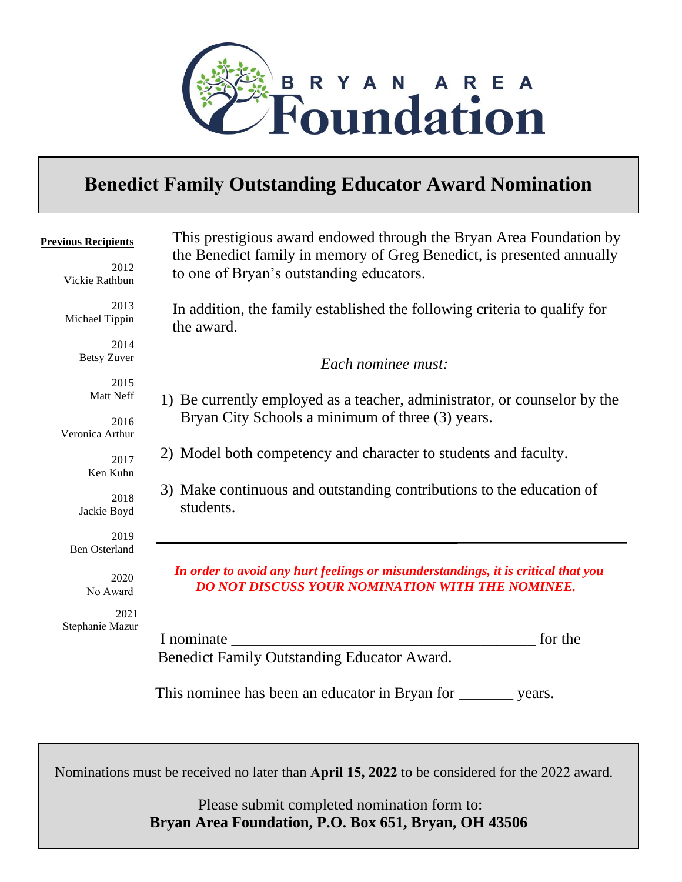BRYAN AREA Foundation

# Benedict Family Outstanding Educator Award Nomination

**Previous Recipients**

2012 Vickie Rathbun

2013 Michael Tippin

2014 Betsy Zuver

2015 Matt Neff

2016 Veronica Arthur

2017 Ken Kuhn

2018 Jackie Boyd

2019 Ben Osterland

2020 No Award

2021 Stephanie Mazur

This prestigious award endowed through the Bryan Area Foundation by the Benedict family in memory of Greg Benedict, is presented annually to one of Bryan's outstanding educators.

In addition, the family established the following criteria to qualify for the award.

*Each nominee must:*

1) Be currently employed as a teacher, administrator, or counselor by the Bryan City Schools a minimum of three (3) years.
2) Model both competency and character to students and faculty.
3) Make continuous and outstanding contributions to the education of students.

---

***In order to avoid any hurt feelings or misunderstandings, it is critical that you DO NOT DISCUSS YOUR NOMINATION WITH THE NOMINEE.***

I nominate ________________________________________ for the Benedict Family Outstanding Educator Award.

This nominee has been an educator in Bryan for _______ years.

Nominations must be received no later than **April 15, 2022** to be considered for the 2022 award.

Please submit completed nomination form to:
**Bryan Area Foundation, P.O. Box 651, Bryan, OH 43506**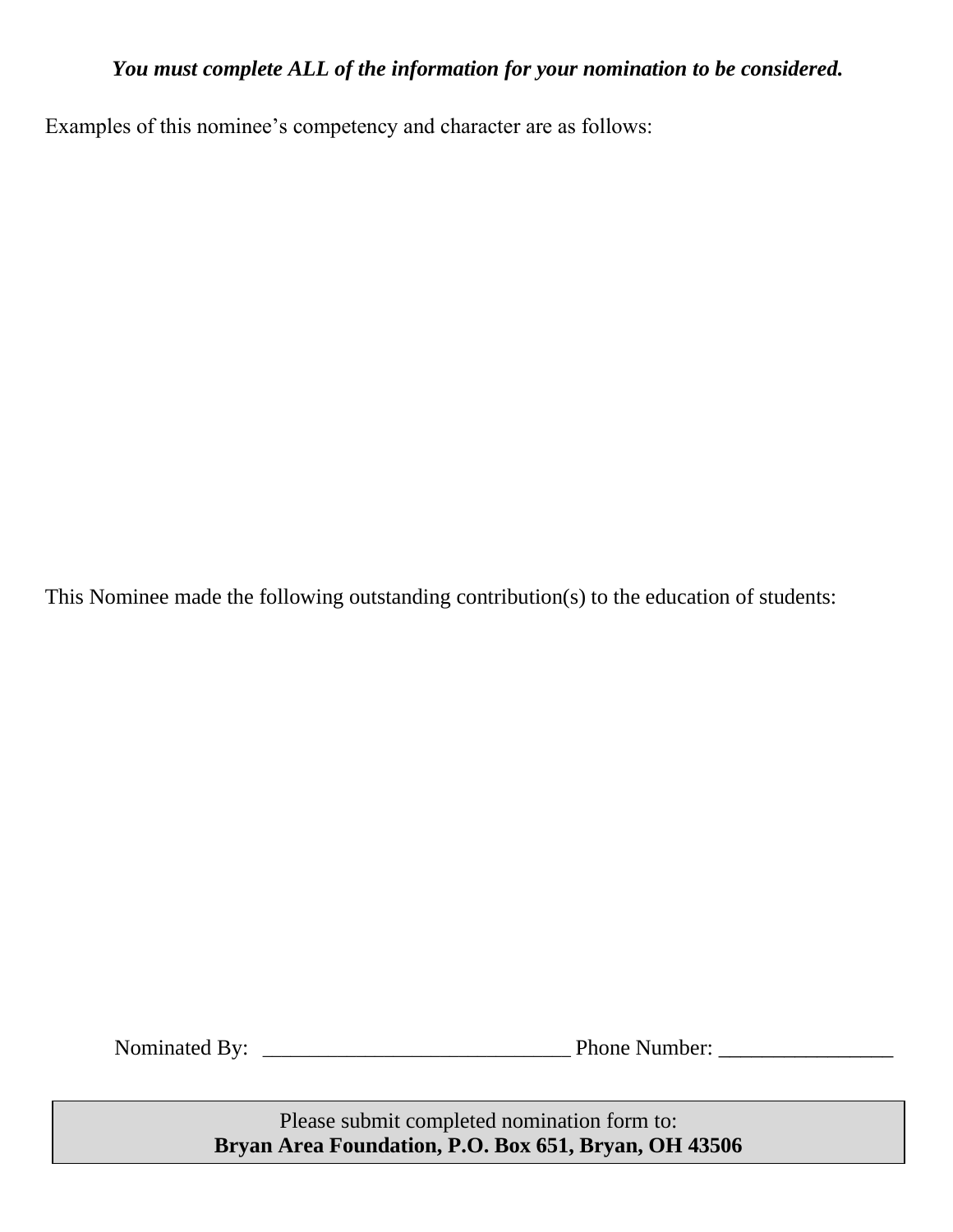***You must complete ALL of the information for your nomination to be considered.***

Examples of this nominee's competency and character are as follows:

This Nominee made the following outstanding contribution(s) to the education of students:

Nominated By: ____________________________ Phone Number: ________________

Please submit completed nomination form to:
**Bryan Area Foundation, P.O. Box 651, Bryan, OH 43506**